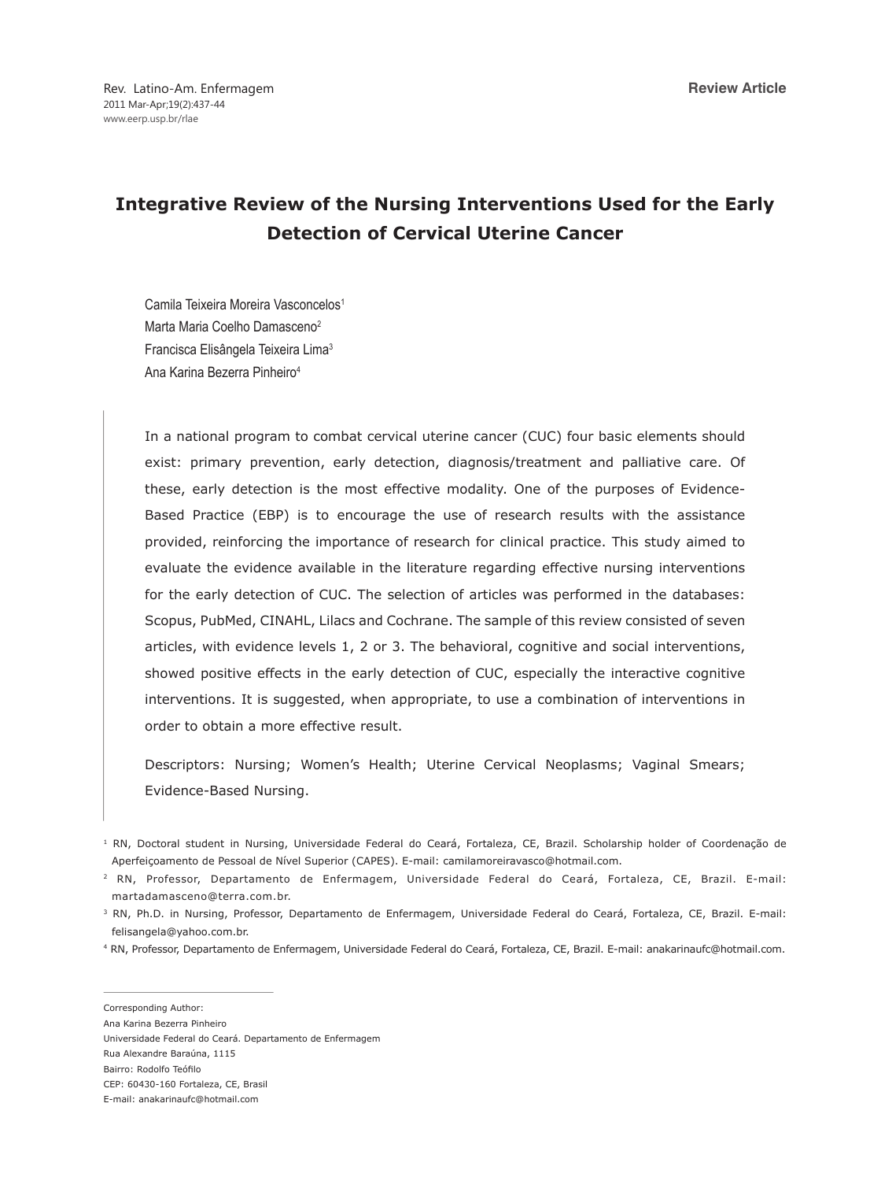Review Article

# Integrative Review of the Nursing Interventions Used for the Early Detection of Cervical Uterine Cancer

Camila Teixeira Moreira Vasconcelos[1]
Marta Maria Coelho Damasceno[2]
Francisca Elisângela Teixeira Lima[3]
Ana Karina Bezerra Pinheiro[4]

In a national program to combat cervical uterine cancer (CUC) four basic elements should exist: primary prevention, early detection, diagnosis/treatment and palliative care. Of these, early detection is the most effective modality. One of the purposes of Evidence-Based Practice (EBP) is to encourage the use of research results with the assistance provided, reinforcing the importance of research for clinical practice. This study aimed to evaluate the evidence available in the literature regarding effective nursing interventions for the early detection of CUC. The selection of articles was performed in the databases: Scopus, PubMed, CINAHL, Lilacs and Cochrane. The sample of this review consisted of seven articles, with evidence levels 1, 2 or 3. The behavioral, cognitive and social interventions, showed positive effects in the early detection of CUC, especially the interactive cognitive interventions. It is suggested, when appropriate, to use a combination of interventions in order to obtain a more effective result.

Descriptors: Nursing; Women's Health; Uterine Cervical Neoplasms; Vaginal Smears; Evidence-Based Nursing.

[1] RN, Doctoral student in Nursing, Universidade Federal do Ceará, Fortaleza, CE, Brazil. Scholarship holder of Coordenação de Aperfeiçoamento de Pessoal de Nível Superior (CAPES). E-mail: camilamoreiravasco@hotmail.com.

[2] RN, Professor, Departamento de Enfermagem, Universidade Federal do Ceará, Fortaleza, CE, Brazil. E-mail: martadamasceno@terra.com.br.

[3] RN, Ph.D. in Nursing, Professor, Departamento de Enfermagem, Universidade Federal do Ceará, Fortaleza, CE, Brazil. E-mail: felisangela@yahoo.com.br.

[4] RN, Professor, Departamento de Enfermagem, Universidade Federal do Ceará, Fortaleza, CE, Brazil. E-mail: anakarinaufc@hotmail.com.

Corresponding Author:
Ana Karina Bezerra Pinheiro
Universidade Federal do Ceará. Departamento de Enfermagem
Rua Alexandre Baraúna, 1115
Bairro: Rodolfo Teófilo
CEP: 60430-160 Fortaleza, CE, Brasil
E-mail: anakarinaufc@hotmail.com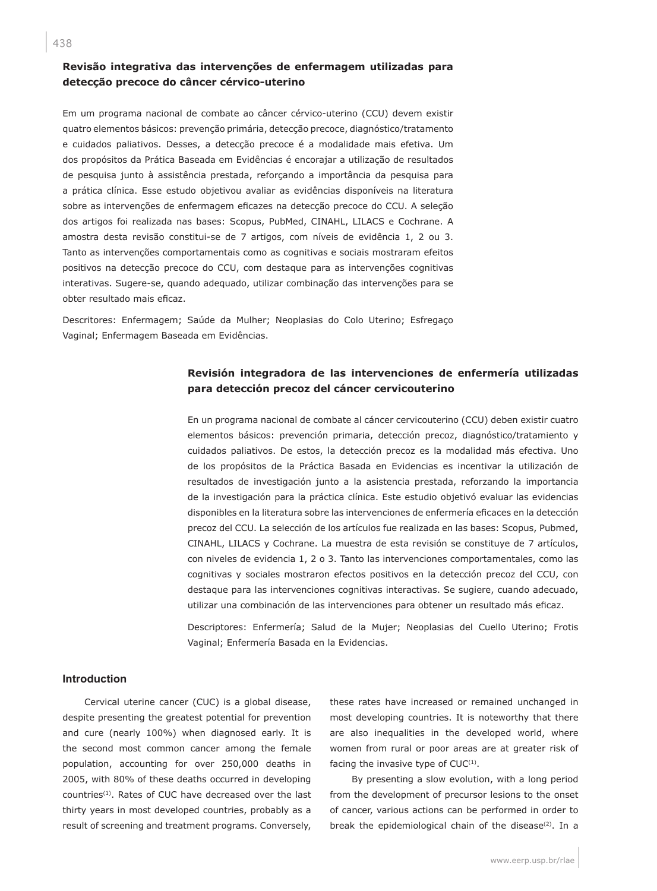## Revisão integrativa das intervenções de enfermagem utilizadas para detecção precoce do câncer cérvico-uterino

Em um programa nacional de combate ao câncer cérvico-uterino (CCU) devem existir quatro elementos básicos: prevenção primária, detecção precoce, diagnóstico/tratamento e cuidados paliativos. Desses, a detecção precoce é a modalidade mais efetiva. Um dos propósitos da Prática Baseada em Evidências é encorajar a utilização de resultados de pesquisa junto à assistência prestada, reforçando a importância da pesquisa para a prática clínica. Esse estudo objetivou avaliar as evidências disponíveis na literatura sobre as intervenções de enfermagem eficazes na detecção precoce do CCU. A seleção dos artigos foi realizada nas bases: Scopus, PubMed, CINAHL, LILACS e Cochrane. A amostra desta revisão constitui-se de 7 artigos, com níveis de evidência 1, 2 ou 3. Tanto as intervenções comportamentais como as cognitivas e sociais mostraram efeitos positivos na detecção precoce do CCU, com destaque para as intervenções cognitivas interativas. Sugere-se, quando adequado, utilizar combinação das intervenções para se obter resultado mais eficaz.

Descritores: Enfermagem; Saúde da Mulher; Neoplasias do Colo Uterino; Esfregaço Vaginal; Enfermagem Baseada em Evidências.

## Revisión integradora de las intervenciones de enfermería utilizadas para detección precoz del cáncer cervicouterino

En un programa nacional de combate al cáncer cervicouterino (CCU) deben existir cuatro elementos básicos: prevención primaria, detección precoz, diagnóstico/tratamiento y cuidados paliativos. De estos, la detección precoz es la modalidad más efectiva. Uno de los propósitos de la Práctica Basada en Evidencias es incentivar la utilización de resultados de investigación junto a la asistencia prestada, reforzando la importancia de la investigación para la práctica clínica. Este estudio objetivó evaluar las evidencias disponibles en la literatura sobre las intervenciones de enfermería eficaces en la detección precoz del CCU. La selección de los artículos fue realizada en las bases: Scopus, Pubmed, CINAHL, LILACS y Cochrane. La muestra de esta revisión se constituye de 7 artículos, con niveles de evidencia 1, 2 o 3. Tanto las intervenciones comportamentales, como las cognitivas y sociales mostraron efectos positivos en la detección precoz del CCU, con destaque para las intervenciones cognitivas interactivas. Se sugiere, cuando adecuado, utilizar una combinación de las intervenciones para obtener un resultado más eficaz.

Descriptores: Enfermería; Salud de la Mujer; Neoplasias del Cuello Uterino; Frotis Vaginal; Enfermería Basada en la Evidencias.

## Introduction

Cervical uterine cancer (CUC) is a global disease, despite presenting the greatest potential for prevention and cure (nearly 100%) when diagnosed early. It is the second most common cancer among the female population, accounting for over 250,000 deaths in 2005, with 80% of these deaths occurred in developing countries[1]. Rates of CUC have decreased over the last thirty years in most developed countries, probably as a result of screening and treatment programs. Conversely, these rates have increased or remained unchanged in most developing countries. It is noteworthy that there are also inequalities in the developed world, where women from rural or poor areas are at greater risk of facing the invasive type of CUC[1].

By presenting a slow evolution, with a long period from the development of precursor lesions to the onset of cancer, various actions can be performed in order to break the epidemiological chain of the disease[2]. In a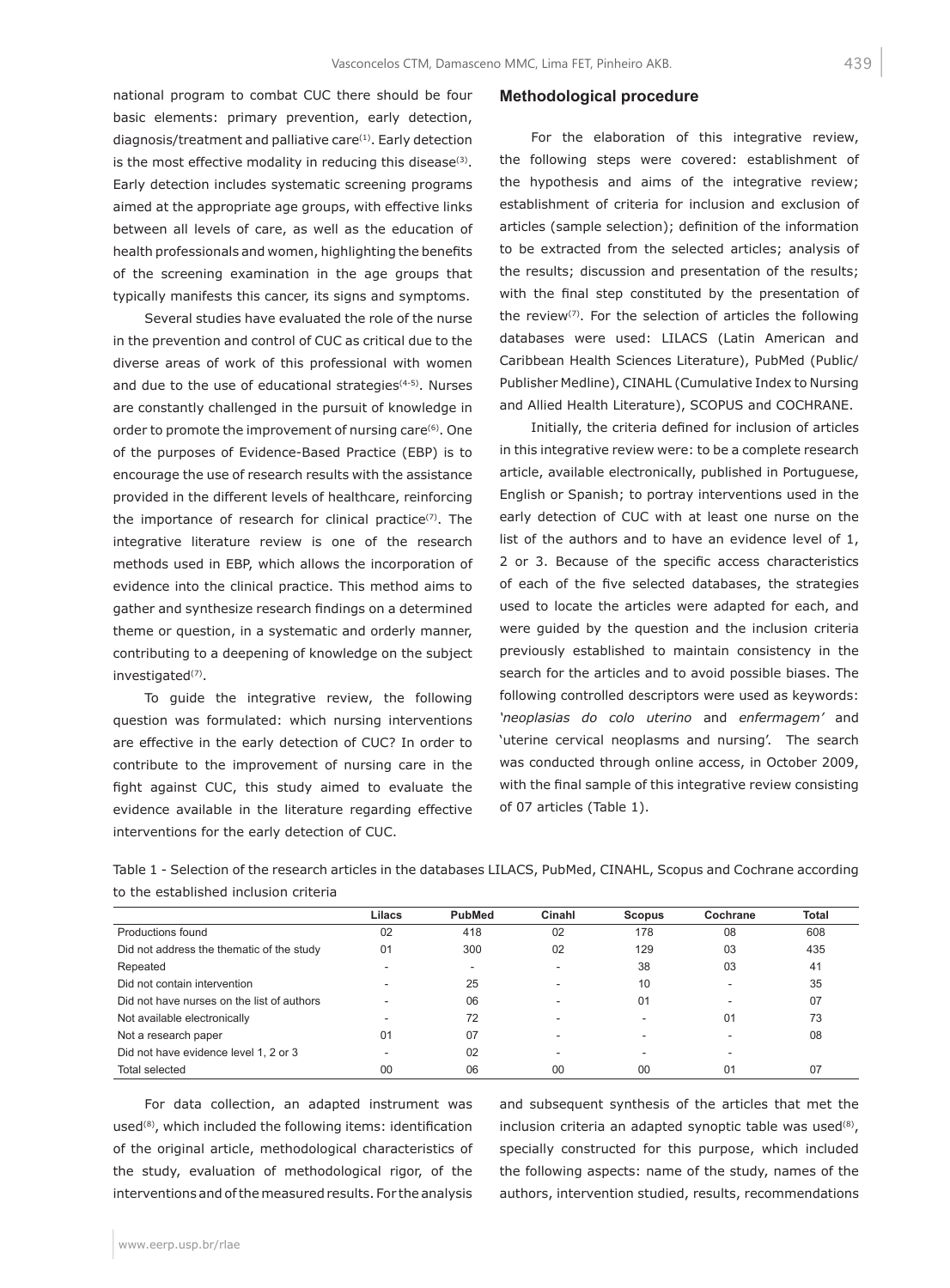national program to combat CUC there should be four basic elements: primary prevention, early detection, diagnosis/treatment and palliative care[1]. Early detection is the most effective modality in reducing this disease[3]. Early detection includes systematic screening programs aimed at the appropriate age groups, with effective links between all levels of care, as well as the education of health professionals and women, highlighting the benefits of the screening examination in the age groups that typically manifests this cancer, its signs and symptoms.

Several studies have evaluated the role of the nurse in the prevention and control of CUC as critical due to the diverse areas of work of this professional with women and due to the use of educational strategies[4-5]. Nurses are constantly challenged in the pursuit of knowledge in order to promote the improvement of nursing care[6]. One of the purposes of Evidence-Based Practice (EBP) is to encourage the use of research results with the assistance provided in the different levels of healthcare, reinforcing the importance of research for clinical practice[7]. The integrative literature review is one of the research methods used in EBP, which allows the incorporation of evidence into the clinical practice. This method aims to gather and synthesize research findings on a determined theme or question, in a systematic and orderly manner, contributing to a deepening of knowledge on the subject investigated[7].

To guide the integrative review, the following question was formulated: which nursing interventions are effective in the early detection of CUC? In order to contribute to the improvement of nursing care in the fight against CUC, this study aimed to evaluate the evidence available in the literature regarding effective interventions for the early detection of CUC.

## Methodological procedure

For the elaboration of this integrative review, the following steps were covered: establishment of the hypothesis and aims of the integrative review; establishment of criteria for inclusion and exclusion of articles (sample selection); definition of the information to be extracted from the selected articles; analysis of the results; discussion and presentation of the results; with the final step constituted by the presentation of the review[7]. For the selection of articles the following databases were used: LILACS (Latin American and Caribbean Health Sciences Literature), PubMed (Public/Publisher Medline), CINAHL (Cumulative Index to Nursing and Allied Health Literature), SCOPUS and COCHRANE.

Initially, the criteria defined for inclusion of articles in this integrative review were: to be a complete research article, available electronically, published in Portuguese, English or Spanish; to portray interventions used in the early detection of CUC with at least one nurse on the list of the authors and to have an evidence level of 1, 2 or 3. Because of the specific access characteristics of each of the five selected databases, the strategies used to locate the articles were adapted for each, and were guided by the question and the inclusion criteria previously established to maintain consistency in the search for the articles and to avoid possible biases. The following controlled descriptors were used as keywords: *'neoplasias do colo uterino* and *enfermagem'* and 'uterine cervical neoplasms and nursing'. The search was conducted through online access, in October 2009, with the final sample of this integrative review consisting of 07 articles (Table 1).

Table 1 - Selection of the research articles in the databases LILACS, PubMed, CINAHL, Scopus and Cochrane according to the established inclusion criteria

| | Lilacs | PubMed | Cinahl | Scopus | Cochrane | Total |
|---|---|---|---|---|---|---|
| Productions found | 02 | 418 | 02 | 178 | 08 | 608 |
| Did not address the thematic of the study | 01 | 300 | 02 | 129 | 03 | 435 |
| Repeated | - | - | - | 38 | 03 | 41 |
| Did not contain intervention | - | 25 | - | 10 | - | 35 |
| Did not have nurses on the list of authors | - | 06 | - | 01 | - | 07 |
| Not available electronically | - | 72 | - | - | 01 | 73 |
| Not a research paper | 01 | 07 | - | - | - | 08 |
| Did not have evidence level 1, 2 or 3 | - | 02 | - | - | - | |
| Total selected | 00 | 06 | 00 | 00 | 01 | 07 |

For data collection, an adapted instrument was used[8], which included the following items: identification of the original article, methodological characteristics of the study, evaluation of methodological rigor, of the interventions and of the measured results. For the analysis and subsequent synthesis of the articles that met the inclusion criteria an adapted synoptic table was used[8], specially constructed for this purpose, which included the following aspects: name of the study, names of the authors, intervention studied, results, recommendations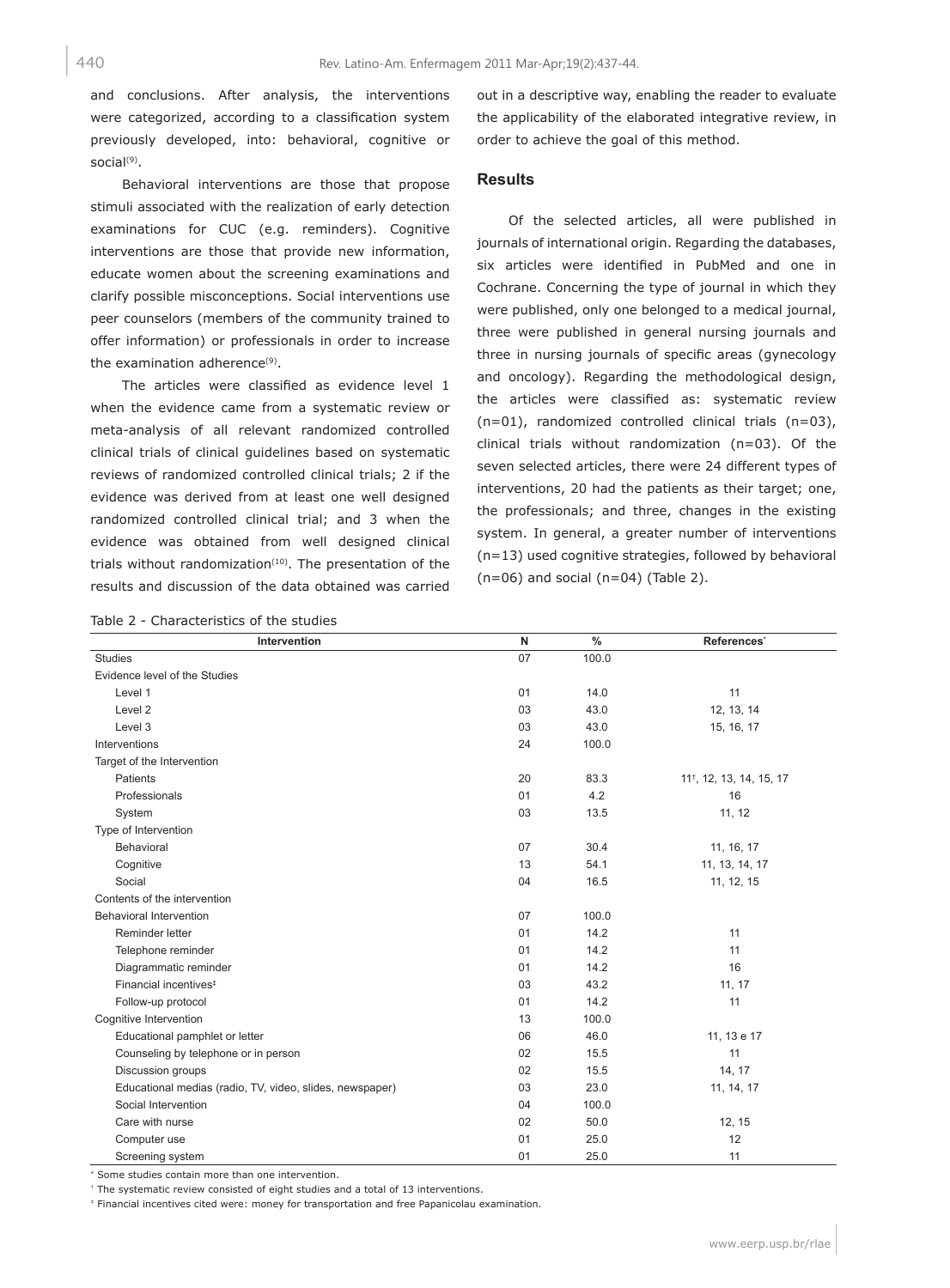and conclusions. After analysis, the interventions were categorized, according to a classification system previously developed, into: behavioral, cognitive or social[9].

Behavioral interventions are those that propose stimuli associated with the realization of early detection examinations for CUC (e.g. reminders). Cognitive interventions are those that provide new information, educate women about the screening examinations and clarify possible misconceptions. Social interventions use peer counselors (members of the community trained to offer information) or professionals in order to increase the examination adherence[9].

The articles were classified as evidence level 1 when the evidence came from a systematic review or meta-analysis of all relevant randomized controlled clinical trials of clinical guidelines based on systematic reviews of randomized controlled clinical trials; 2 if the evidence was derived from at least one well designed randomized controlled clinical trial; and 3 when the evidence was obtained from well designed clinical trials without randomization[10]. The presentation of the results and discussion of the data obtained was carried out in a descriptive way, enabling the reader to evaluate the applicability of the elaborated integrative review, in order to achieve the goal of this method.

## Results

Of the selected articles, all were published in journals of international origin. Regarding the databases, six articles were identified in PubMed and one in Cochrane. Concerning the type of journal in which they were published, only one belonged to a medical journal, three were published in general nursing journals and three in nursing journals of specific areas (gynecology and oncology). Regarding the methodological design, the articles were classified as: systematic review (n=01), randomized controlled clinical trials (n=03), clinical trials without randomization (n=03). Of the seven selected articles, there were 24 different types of interventions, 20 had the patients as their target; one, the professionals; and three, changes in the existing system. In general, a greater number of interventions (n=13) used cognitive strategies, followed by behavioral (n=06) and social (n=04) (Table 2).

Table 2 - Characteristics of the studies

| Intervention | N | % | References* |
|---|---|---|---|
| Studies | 07 | 100.0 | |
| Evidence level of the Studies | | | |
| Level 1 | 01 | 14.0 | 11 |
| Level 2 | 03 | 43.0 | 12, 13, 14 |
| Level 3 | 03 | 43.0 | 15, 16, 17 |
| Interventions | 24 | 100.0 | |
| Target of the Intervention | | | |
| Patients | 20 | 83.3 | 11†, 12, 13, 14, 15, 17 |
| Professionals | 01 | 4.2 | 16 |
| System | 03 | 13.5 | 11, 12 |
| Type of Intervention | | | |
| Behavioral | 07 | 30.4 | 11, 16, 17 |
| Cognitive | 13 | 54.1 | 11, 13, 14, 17 |
| Social | 04 | 16.5 | 11, 12, 15 |
| Contents of the intervention | | | |
| Behavioral Intervention | 07 | 100.0 | |
| Reminder letter | 01 | 14.2 | 11 |
| Telephone reminder | 01 | 14.2 | 11 |
| Diagrammatic reminder | 01 | 14.2 | 16 |
| Financial incentives‡ | 03 | 43.2 | 11, 17 |
| Follow-up protocol | 01 | 14.2 | 11 |
| Cognitive Intervention | 13 | 100.0 | |
| Educational pamphlet or letter | 06 | 46.0 | 11, 13 e 17 |
| Counseling by telephone or in person | 02 | 15.5 | 11 |
| Discussion groups | 02 | 15.5 | 14, 17 |
| Educational medias (radio, TV, video, slides, newspaper) | 03 | 23.0 | 11, 14, 17 |
| Social Intervention | 04 | 100.0 | |
| Care with nurse | 02 | 50.0 | 12, 15 |
| Computer use | 01 | 25.0 | 12 |
| Screening system | 01 | 25.0 | 11 |

\* Some studies contain more than one intervention.

† The systematic review consisted of eight studies and a total of 13 interventions.

‡ Financial incentives cited were: money for transportation and free Papanicolau examination.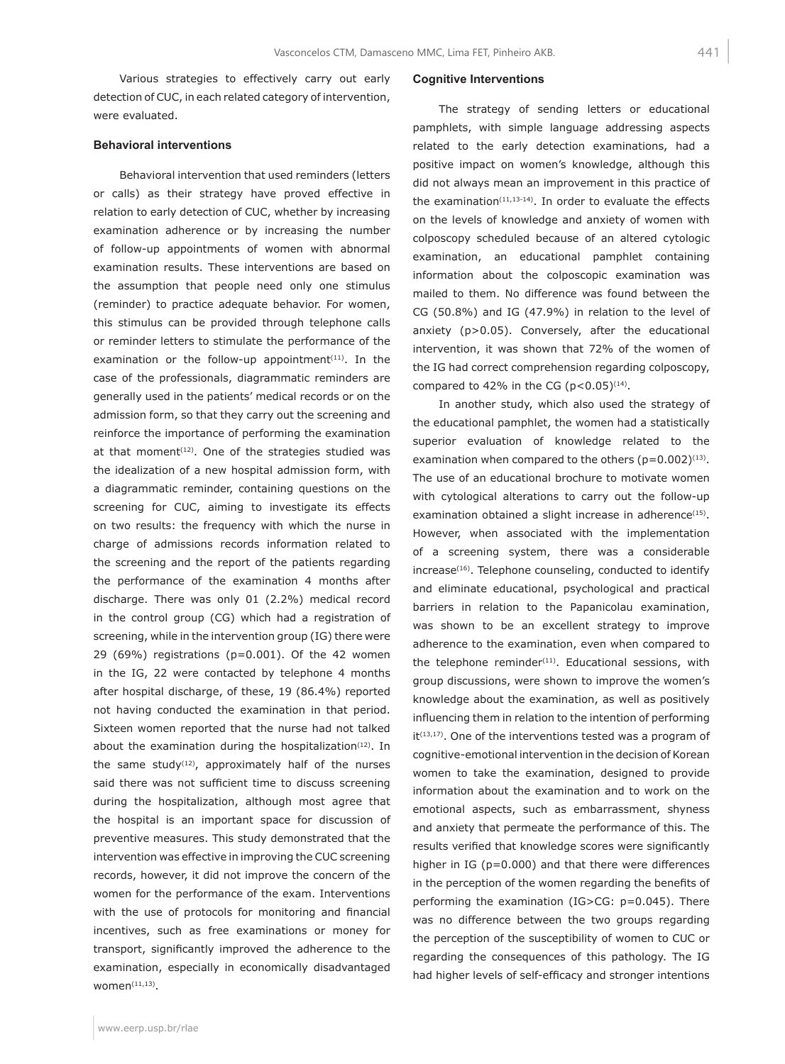Various strategies to effectively carry out early detection of CUC, in each related category of intervention, were evaluated.

### Behavioral interventions

Behavioral intervention that used reminders (letters or calls) as their strategy have proved effective in relation to early detection of CUC, whether by increasing examination adherence or by increasing the number of follow-up appointments of women with abnormal examination results. These interventions are based on the assumption that people need only one stimulus (reminder) to practice adequate behavior. For women, this stimulus can be provided through telephone calls or reminder letters to stimulate the performance of the examination or the follow-up appointment[11]. In the case of the professionals, diagrammatic reminders are generally used in the patients' medical records or on the admission form, so that they carry out the screening and reinforce the importance of performing the examination at that moment[12]. One of the strategies studied was the idealization of a new hospital admission form, with a diagrammatic reminder, containing questions on the screening for CUC, aiming to investigate its effects on two results: the frequency with which the nurse in charge of admissions records information related to the screening and the report of the patients regarding the performance of the examination 4 months after discharge. There was only 01 (2.2%) medical record in the control group (CG) which had a registration of screening, while in the intervention group (IG) there were 29 (69%) registrations (p=0.001). Of the 42 women in the IG, 22 were contacted by telephone 4 months after hospital discharge, of these, 19 (86.4%) reported not having conducted the examination in that period. Sixteen women reported that the nurse had not talked about the examination during the hospitalization[12]. In the same study[12], approximately half of the nurses said there was not sufficient time to discuss screening during the hospitalization, although most agree that the hospital is an important space for discussion of preventive measures. This study demonstrated that the intervention was effective in improving the CUC screening records, however, it did not improve the concern of the women for the performance of the exam. Interventions with the use of protocols for monitoring and financial incentives, such as free examinations or money for transport, significantly improved the adherence to the examination, especially in economically disadvantaged women[11,13].

### Cognitive Interventions

The strategy of sending letters or educational pamphlets, with simple language addressing aspects related to the early detection examinations, had a positive impact on women's knowledge, although this did not always mean an improvement in this practice of the examination[11,13-14]. In order to evaluate the effects on the levels of knowledge and anxiety of women with colposcopy scheduled because of an altered cytologic examination, an educational pamphlet containing information about the colposcopic examination was mailed to them. No difference was found between the CG (50.8%) and IG (47.9%) in relation to the level of anxiety (p>0.05). Conversely, after the educational intervention, it was shown that 72% of the women of the IG had correct comprehension regarding colposcopy, compared to 42% in the CG (p<0.05)[14].

In another study, which also used the strategy of the educational pamphlet, the women had a statistically superior evaluation of knowledge related to the examination when compared to the others (p=0.002)[13]. The use of an educational brochure to motivate women with cytological alterations to carry out the follow-up examination obtained a slight increase in adherence[15]. However, when associated with the implementation of a screening system, there was a considerable increase[16]. Telephone counseling, conducted to identify and eliminate educational, psychological and practical barriers in relation to the Papanicolau examination, was shown to be an excellent strategy to improve adherence to the examination, even when compared to the telephone reminder[11]. Educational sessions, with group discussions, were shown to improve the women's knowledge about the examination, as well as positively influencing them in relation to the intention of performing it[13,17]. One of the interventions tested was a program of cognitive-emotional intervention in the decision of Korean women to take the examination, designed to provide information about the examination and to work on the emotional aspects, such as embarrassment, shyness and anxiety that permeate the performance of this. The results verified that knowledge scores were significantly higher in IG (p=0.000) and that there were differences in the perception of the women regarding the benefits of performing the examination (IG>CG: p=0.045). There was no difference between the two groups regarding the perception of the susceptibility of women to CUC or regarding the consequences of this pathology. The IG had higher levels of self-efficacy and stronger intentions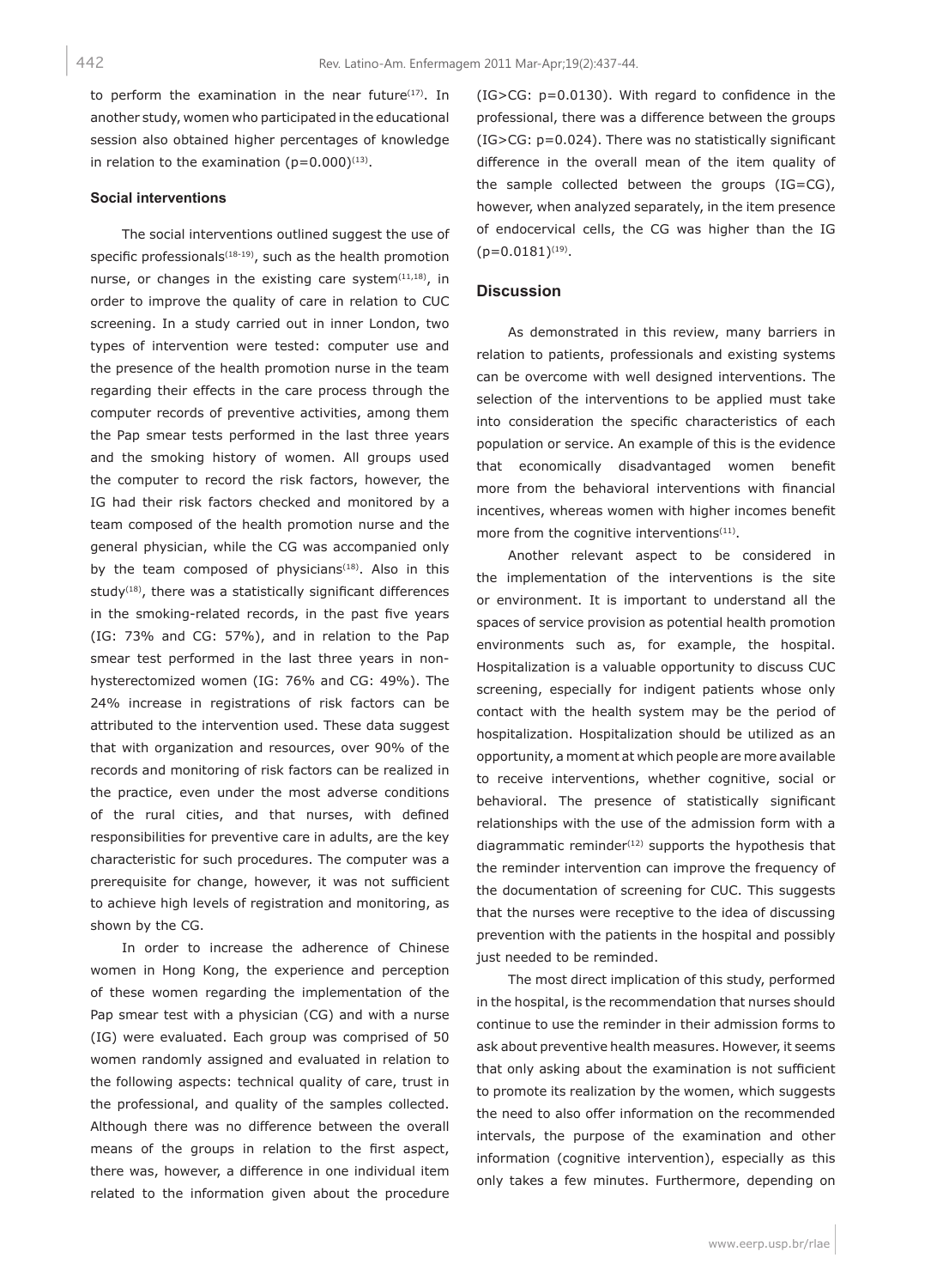to perform the examination in the near future[17]. In another study, women who participated in the educational session also obtained higher percentages of knowledge in relation to the examination (p=0.000)[13].

### Social interventions

The social interventions outlined suggest the use of specific professionals[18-19], such as the health promotion nurse, or changes in the existing care system[11,18], in order to improve the quality of care in relation to CUC screening. In a study carried out in inner London, two types of intervention were tested: computer use and the presence of the health promotion nurse in the team regarding their effects in the care process through the computer records of preventive activities, among them the Pap smear tests performed in the last three years and the smoking history of women. All groups used the computer to record the risk factors, however, the IG had their risk factors checked and monitored by a team composed of the health promotion nurse and the general physician, while the CG was accompanied only by the team composed of physicians[18]. Also in this study[18], there was a statistically significant differences in the smoking-related records, in the past five years (IG: 73% and CG: 57%), and in relation to the Pap smear test performed in the last three years in non-hysterectomized women (IG: 76% and CG: 49%). The 24% increase in registrations of risk factors can be attributed to the intervention used. These data suggest that with organization and resources, over 90% of the records and monitoring of risk factors can be realized in the practice, even under the most adverse conditions of the rural cities, and that nurses, with defined responsibilities for preventive care in adults, are the key characteristic for such procedures. The computer was a prerequisite for change, however, it was not sufficient to achieve high levels of registration and monitoring, as shown by the CG.

In order to increase the adherence of Chinese women in Hong Kong, the experience and perception of these women regarding the implementation of the Pap smear test with a physician (CG) and with a nurse (IG) were evaluated. Each group was comprised of 50 women randomly assigned and evaluated in relation to the following aspects: technical quality of care, trust in the professional, and quality of the samples collected. Although there was no difference between the overall means of the groups in relation to the first aspect, there was, however, a difference in one individual item related to the information given about the procedure (IG>CG: p=0.0130). With regard to confidence in the professional, there was a difference between the groups (IG>CG: p=0.024). There was no statistically significant difference in the overall mean of the item quality of the sample collected between the groups (IG=CG), however, when analyzed separately, in the item presence of endocervical cells, the CG was higher than the IG (p=0.0181)[19].

## Discussion

As demonstrated in this review, many barriers in relation to patients, professionals and existing systems can be overcome with well designed interventions. The selection of the interventions to be applied must take into consideration the specific characteristics of each population or service. An example of this is the evidence that economically disadvantaged women benefit more from the behavioral interventions with financial incentives, whereas women with higher incomes benefit more from the cognitive interventions[11].

Another relevant aspect to be considered in the implementation of the interventions is the site or environment. It is important to understand all the spaces of service provision as potential health promotion environments such as, for example, the hospital. Hospitalization is a valuable opportunity to discuss CUC screening, especially for indigent patients whose only contact with the health system may be the period of hospitalization. Hospitalization should be utilized as an opportunity, a moment at which people are more available to receive interventions, whether cognitive, social or behavioral. The presence of statistically significant relationships with the use of the admission form with a diagrammatic reminder[12] supports the hypothesis that the reminder intervention can improve the frequency of the documentation of screening for CUC. This suggests that the nurses were receptive to the idea of discussing prevention with the patients in the hospital and possibly just needed to be reminded.

The most direct implication of this study, performed in the hospital, is the recommendation that nurses should continue to use the reminder in their admission forms to ask about preventive health measures. However, it seems that only asking about the examination is not sufficient to promote its realization by the women, which suggests the need to also offer information on the recommended intervals, the purpose of the examination and other information (cognitive intervention), especially as this only takes a few minutes. Furthermore, depending on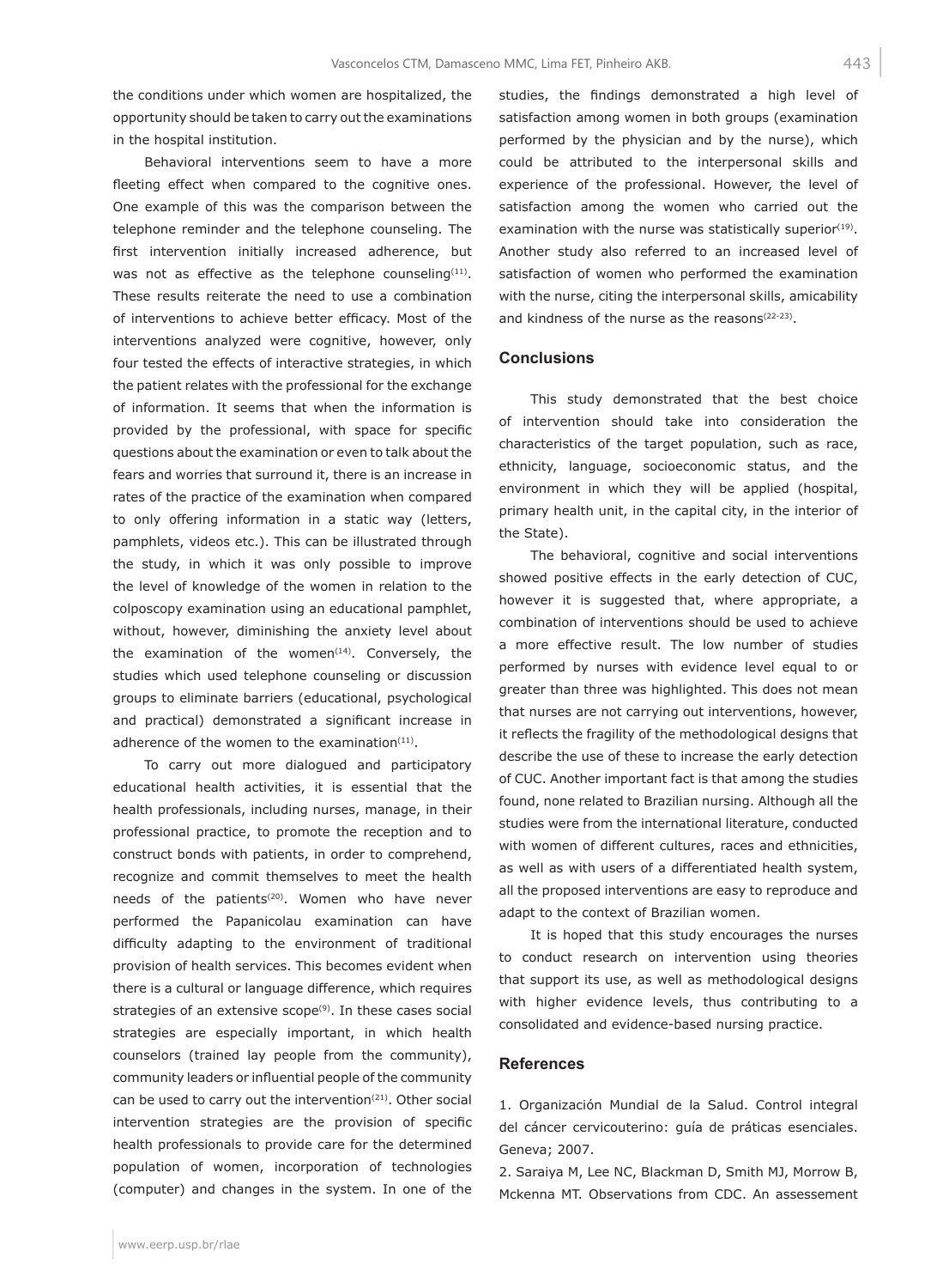the conditions under which women are hospitalized, the opportunity should be taken to carry out the examinations in the hospital institution.

Behavioral interventions seem to have a more fleeting effect when compared to the cognitive ones. One example of this was the comparison between the telephone reminder and the telephone counseling. The first intervention initially increased adherence, but was not as effective as the telephone counseling[11]. These results reiterate the need to use a combination of interventions to achieve better efficacy. Most of the interventions analyzed were cognitive, however, only four tested the effects of interactive strategies, in which the patient relates with the professional for the exchange of information. It seems that when the information is provided by the professional, with space for specific questions about the examination or even to talk about the fears and worries that surround it, there is an increase in rates of the practice of the examination when compared to only offering information in a static way (letters, pamphlets, videos etc.). This can be illustrated through the study, in which it was only possible to improve the level of knowledge of the women in relation to the colposcopy examination using an educational pamphlet, without, however, diminishing the anxiety level about the examination of the women[14]. Conversely, the studies which used telephone counseling or discussion groups to eliminate barriers (educational, psychological and practical) demonstrated a significant increase in adherence of the women to the examination[11].

To carry out more dialogued and participatory educational health activities, it is essential that the health professionals, including nurses, manage, in their professional practice, to promote the reception and to construct bonds with patients, in order to comprehend, recognize and commit themselves to meet the health needs of the patients[20]. Women who have never performed the Papanicolau examination can have difficulty adapting to the environment of traditional provision of health services. This becomes evident when there is a cultural or language difference, which requires strategies of an extensive scope[9]. In these cases social strategies are especially important, in which health counselors (trained lay people from the community), community leaders or influential people of the community can be used to carry out the intervention[21]. Other social intervention strategies are the provision of specific health professionals to provide care for the determined population of women, incorporation of technologies (computer) and changes in the system. In one of the studies, the findings demonstrated a high level of satisfaction among women in both groups (examination performed by the physician and by the nurse), which could be attributed to the interpersonal skills and experience of the professional. However, the level of satisfaction among the women who carried out the examination with the nurse was statistically superior[19]. Another study also referred to an increased level of satisfaction of women who performed the examination with the nurse, citing the interpersonal skills, amicability and kindness of the nurse as the reasons[22-23].

## Conclusions

This study demonstrated that the best choice of intervention should take into consideration the characteristics of the target population, such as race, ethnicity, language, socioeconomic status, and the environment in which they will be applied (hospital, primary health unit, in the capital city, in the interior of the State).

The behavioral, cognitive and social interventions showed positive effects in the early detection of CUC, however it is suggested that, where appropriate, a combination of interventions should be used to achieve a more effective result. The low number of studies performed by nurses with evidence level equal to or greater than three was highlighted. This does not mean that nurses are not carrying out interventions, however, it reflects the fragility of the methodological designs that describe the use of these to increase the early detection of CUC. Another important fact is that among the studies found, none related to Brazilian nursing. Although all the studies were from the international literature, conducted with women of different cultures, races and ethnicities, as well as with users of a differentiated health system, all the proposed interventions are easy to reproduce and adapt to the context of Brazilian women.

It is hoped that this study encourages the nurses to conduct research on intervention using theories that support its use, as well as methodological designs with higher evidence levels, thus contributing to a consolidated and evidence-based nursing practice.

## References

1. Organización Mundial de la Salud. Control integral del cáncer cervicouterino: guía de práticas esenciales. Geneva; 2007.

2. Saraiya M, Lee NC, Blackman D, Smith MJ, Morrow B, Mckenna MT. Observations from CDC. An assessement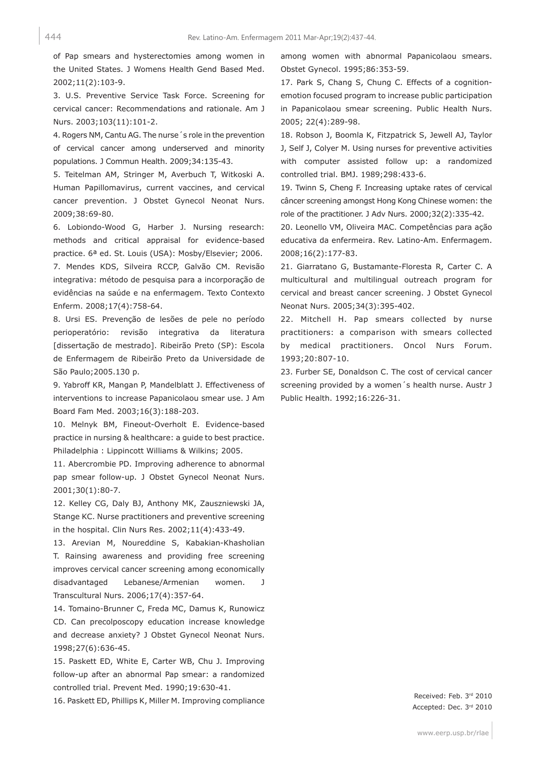of Pap smears and hysterectomies among women in the United States. J Womens Health Gend Based Med. 2002;11(2):103-9.

3. U.S. Preventive Service Task Force. Screening for cervical cancer: Recommendations and rationale. Am J Nurs. 2003;103(11):101-2.

4. Rogers NM, Cantu AG. The nurse´s role in the prevention of cervical cancer among underserved and minority populations. J Commun Health. 2009;34:135-43.

5. Teitelman AM, Stringer M, Averbuch T, Witkoski A. Human Papillomavirus, current vaccines, and cervical cancer prevention. J Obstet Gynecol Neonat Nurs. 2009;38:69-80.

6. Lobiondo-Wood G, Harber J. Nursing research: methods and critical appraisal for evidence-based practice. 6ª ed. St. Louis (USA): Mosby/Elsevier; 2006.

7. Mendes KDS, Silveira RCCP, Galvão CM. Revisão integrativa: método de pesquisa para a incorporação de evidências na saúde e na enfermagem. Texto Contexto Enferm. 2008;17(4):758-64.

8. Ursi ES. Prevenção de lesões de pele no período perioperatório: revisão integrativa da literatura [dissertação de mestrado]. Ribeirão Preto (SP): Escola de Enfermagem de Ribeirão Preto da Universidade de São Paulo;2005.130 p.

9. Yabroff KR, Mangan P, Mandelblatt J. Effectiveness of interventions to increase Papanicolaou smear use. J Am Board Fam Med. 2003;16(3):188-203.

10. Melnyk BM, Fineout-Overholt E. Evidence-based practice in nursing & healthcare: a guide to best practice. Philadelphia : Lippincott Williams & Wilkins; 2005.

11. Abercrombie PD. Improving adherence to abnormal pap smear follow-up. J Obstet Gynecol Neonat Nurs. 2001;30(1):80-7.

12. Kelley CG, Daly BJ, Anthony MK, Zauszniewski JA, Stange KC. Nurse practitioners and preventive screening in the hospital. Clin Nurs Res. 2002;11(4):433-49.

13. Arevian M, Noureddine S, Kabakian-Khasholian T. Rainsing awareness and providing free screening improves cervical cancer screening among economically disadvantaged Lebanese/Armenian women. J Transcultural Nurs. 2006;17(4):357-64.

14. Tomaino-Brunner C, Freda MC, Damus K, Runowicz CD. Can precolposcopy education increase knowledge and decrease anxiety? J Obstet Gynecol Neonat Nurs. 1998;27(6):636-45.

15. Paskett ED, White E, Carter WB, Chu J. Improving follow-up after an abnormal Pap smear: a randomized controlled trial. Prevent Med. 1990;19:630-41.

16. Paskett ED, Phillips K, Miller M. Improving compliance among women with abnormal Papanicolaou smears. Obstet Gynecol. 1995;86:353-59.

17. Park S, Chang S, Chung C. Effects of a cognition-emotion focused program to increase public participation in Papanicolaou smear screening. Public Health Nurs. 2005; 22(4):289-98.

18. Robson J, Boomla K, Fitzpatrick S, Jewell AJ, Taylor J, Self J, Colyer M. Using nurses for preventive activities with computer assisted follow up: a randomized controlled trial. BMJ. 1989;298:433-6.

19. Twinn S, Cheng F. Increasing uptake rates of cervical câncer screening amongst Hong Kong Chinese women: the role of the practitioner. J Adv Nurs. 2000;32(2):335-42.

20. Leonello VM, Oliveira MAC. Competências para ação educativa da enfermeira. Rev. Latino-Am. Enfermagem. 2008;16(2):177-83.

21. Giarratano G, Bustamante-Floresta R, Carter C. A multicultural and multilingual outreach program for cervical and breast cancer screening. J Obstet Gynecol Neonat Nurs. 2005;34(3):395-402.

22. Mitchell H. Pap smears collected by nurse practitioners: a comparison with smears collected by medical practitioners. Oncol Nurs Forum. 1993;20:807-10.

23. Furber SE, Donaldson C. The cost of cervical cancer screening provided by a women´s health nurse. Austr J Public Health. 1992;16:226-31.

Received: Feb. 3rd 2010
Accepted: Dec. 3rd 2010